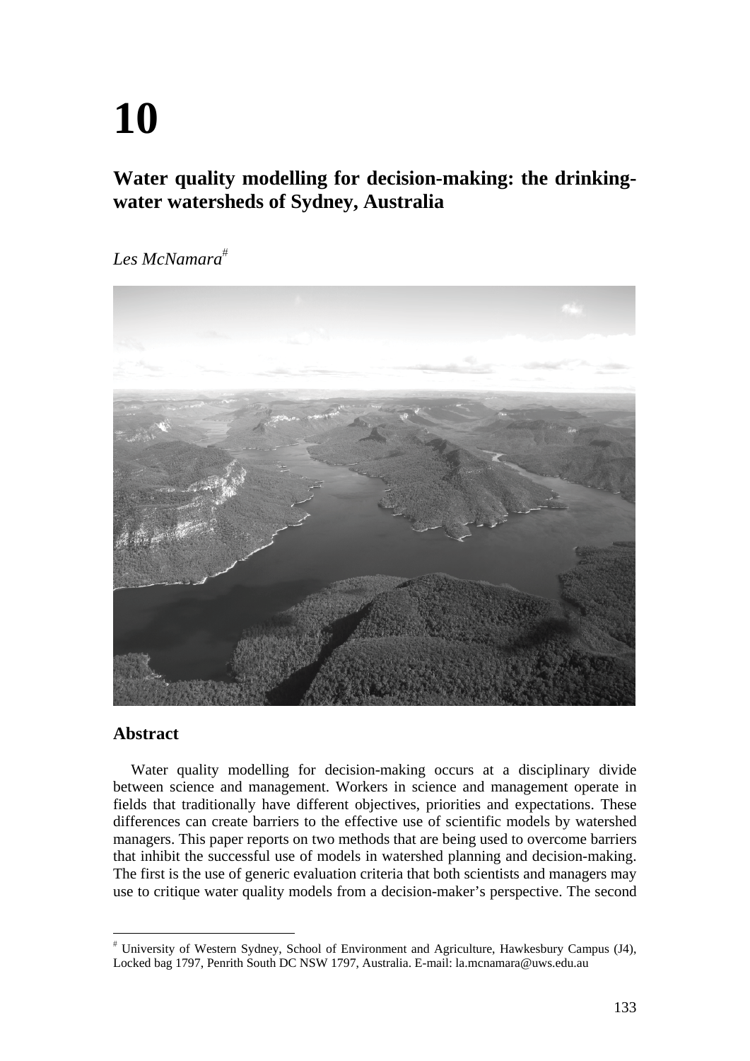# 10

## Water quality modelling for decision-making: the drinking-water watersheds of Sydney, Australia

*Les McNamara*[#]

### Abstract

Water quality modelling for decision-making occurs at a disciplinary divide between science and management. Workers in science and management operate in fields that traditionally have different objectives, priorities and expectations. These differences can create barriers to the effective use of scientific models by watershed managers. This paper reports on two methods that are being used to overcome barriers that inhibit the successful use of models in watershed planning and decision-making. The first is the use of generic evaluation criteria that both scientists and managers may use to critique water quality models from a decision-maker's perspective. The second

[#] University of Western Sydney, School of Environment and Agriculture, Hawkesbury Campus (J4), Locked bag 1797, Penrith South DC NSW 1797, Australia. E-mail: la.mcnamara@uws.edu.au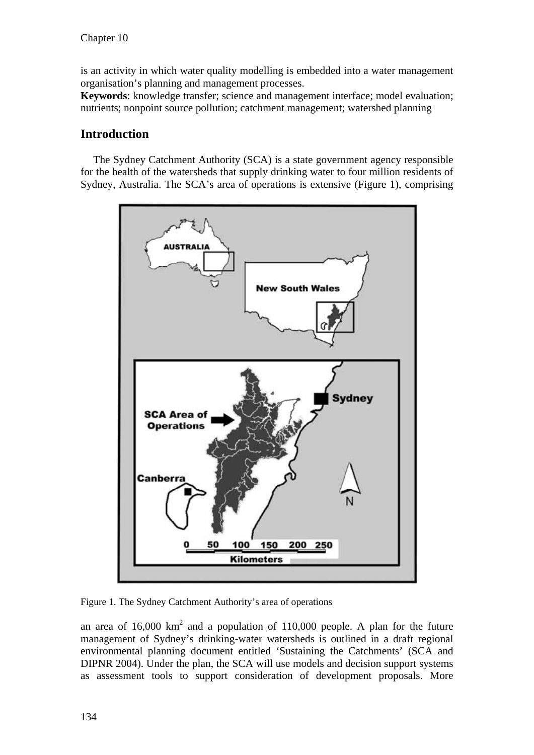is an activity in which water quality modelling is embedded into a water management organisation's planning and management processes.

**Keywords**: knowledge transfer; science and management interface; model evaluation; nutrients; nonpoint source pollution; catchment management; watershed planning

## Introduction

The Sydney Catchment Authority (SCA) is a state government agency responsible for the health of the watersheds that supply drinking water to four million residents of Sydney, Australia. The SCA's area of operations is extensive (Figure 1), comprising

Figure 1. The Sydney Catchment Authority's area of operations

an area of 16,000 km$^2$ and a population of 110,000 people. A plan for the future management of Sydney's drinking-water watersheds is outlined in a draft regional environmental planning document entitled 'Sustaining the Catchments' (SCA and DIPNR 2004). Under the plan, the SCA will use models and decision support systems as assessment tools to support consideration of development proposals. More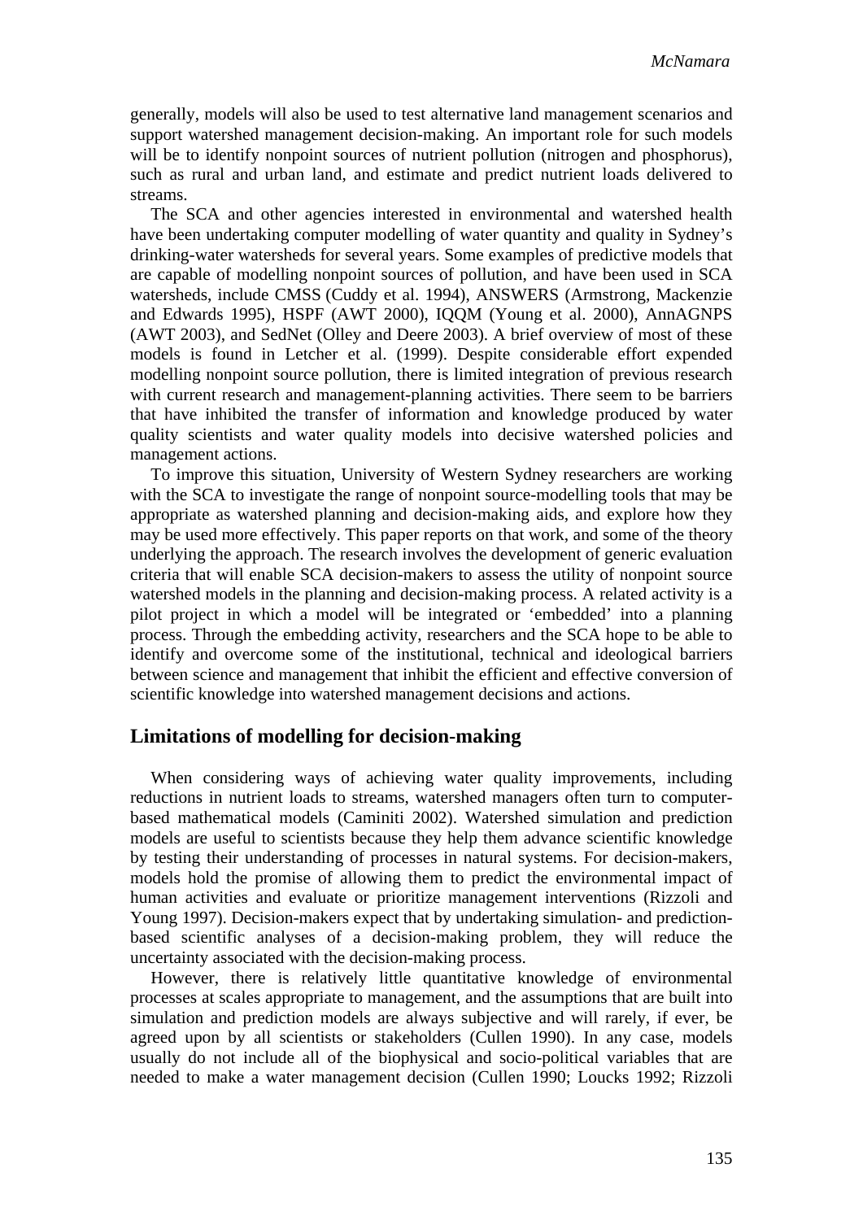generally, models will also be used to test alternative land management scenarios and support watershed management decision-making. An important role for such models will be to identify nonpoint sources of nutrient pollution (nitrogen and phosphorus), such as rural and urban land, and estimate and predict nutrient loads delivered to streams.

The SCA and other agencies interested in environmental and watershed health have been undertaking computer modelling of water quantity and quality in Sydney's drinking-water watersheds for several years. Some examples of predictive models that are capable of modelling nonpoint sources of pollution, and have been used in SCA watersheds, include CMSS (Cuddy et al. 1994), ANSWERS (Armstrong, Mackenzie and Edwards 1995), HSPF (AWT 2000), IQQM (Young et al. 2000), AnnAGNPS (AWT 2003), and SedNet (Olley and Deere 2003). A brief overview of most of these models is found in Letcher et al. (1999). Despite considerable effort expended modelling nonpoint source pollution, there is limited integration of previous research with current research and management-planning activities. There seem to be barriers that have inhibited the transfer of information and knowledge produced by water quality scientists and water quality models into decisive watershed policies and management actions.

To improve this situation, University of Western Sydney researchers are working with the SCA to investigate the range of nonpoint source-modelling tools that may be appropriate as watershed planning and decision-making aids, and explore how they may be used more effectively. This paper reports on that work, and some of the theory underlying the approach. The research involves the development of generic evaluation criteria that will enable SCA decision-makers to assess the utility of nonpoint source watershed models in the planning and decision-making process. A related activity is a pilot project in which a model will be integrated or 'embedded' into a planning process. Through the embedding activity, researchers and the SCA hope to be able to identify and overcome some of the institutional, technical and ideological barriers between science and management that inhibit the efficient and effective conversion of scientific knowledge into watershed management decisions and actions.

## Limitations of modelling for decision-making

When considering ways of achieving water quality improvements, including reductions in nutrient loads to streams, watershed managers often turn to computer-based mathematical models (Caminiti 2002). Watershed simulation and prediction models are useful to scientists because they help them advance scientific knowledge by testing their understanding of processes in natural systems. For decision-makers, models hold the promise of allowing them to predict the environmental impact of human activities and evaluate or prioritize management interventions (Rizzoli and Young 1997). Decision-makers expect that by undertaking simulation- and prediction-based scientific analyses of a decision-making problem, they will reduce the uncertainty associated with the decision-making process.

However, there is relatively little quantitative knowledge of environmental processes at scales appropriate to management, and the assumptions that are built into simulation and prediction models are always subjective and will rarely, if ever, be agreed upon by all scientists or stakeholders (Cullen 1990). In any case, models usually do not include all of the biophysical and socio-political variables that are needed to make a water management decision (Cullen 1990; Loucks 1992; Rizzoli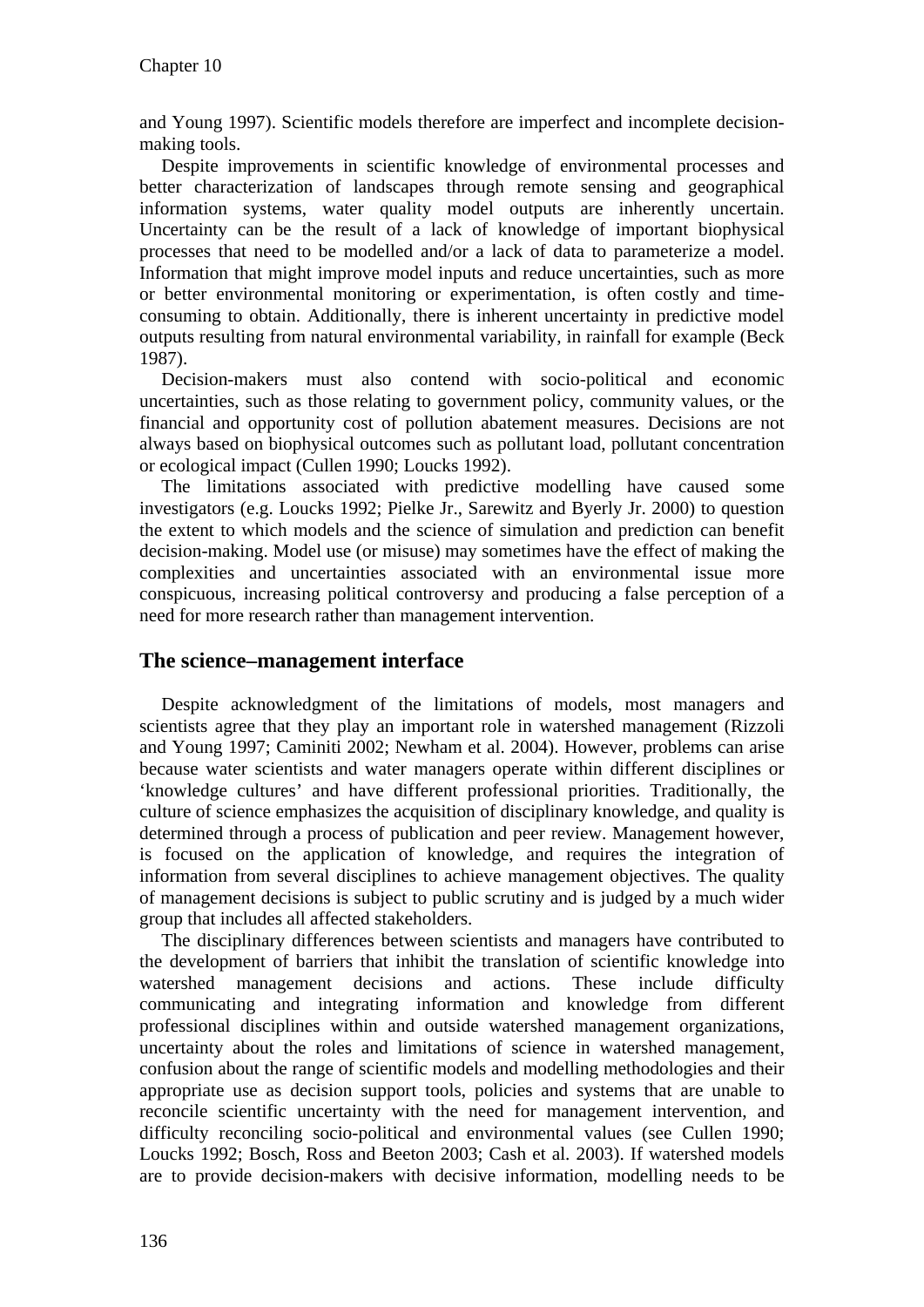and Young 1997). Scientific models therefore are imperfect and incomplete decision-making tools.

Despite improvements in scientific knowledge of environmental processes and better characterization of landscapes through remote sensing and geographical information systems, water quality model outputs are inherently uncertain. Uncertainty can be the result of a lack of knowledge of important biophysical processes that need to be modelled and/or a lack of data to parameterize a model. Information that might improve model inputs and reduce uncertainties, such as more or better environmental monitoring or experimentation, is often costly and time-consuming to obtain. Additionally, there is inherent uncertainty in predictive model outputs resulting from natural environmental variability, in rainfall for example (Beck 1987).

Decision-makers must also contend with socio-political and economic uncertainties, such as those relating to government policy, community values, or the financial and opportunity cost of pollution abatement measures. Decisions are not always based on biophysical outcomes such as pollutant load, pollutant concentration or ecological impact (Cullen 1990; Loucks 1992).

The limitations associated with predictive modelling have caused some investigators (e.g. Loucks 1992; Pielke Jr., Sarewitz and Byerly Jr. 2000) to question the extent to which models and the science of simulation and prediction can benefit decision-making. Model use (or misuse) may sometimes have the effect of making the complexities and uncertainties associated with an environmental issue more conspicuous, increasing political controversy and producing a false perception of a need for more research rather than management intervention.

## The science–management interface

Despite acknowledgment of the limitations of models, most managers and scientists agree that they play an important role in watershed management (Rizzoli and Young 1997; Caminiti 2002; Newham et al. 2004). However, problems can arise because water scientists and water managers operate within different disciplines or 'knowledge cultures' and have different professional priorities. Traditionally, the culture of science emphasizes the acquisition of disciplinary knowledge, and quality is determined through a process of publication and peer review. Management however, is focused on the application of knowledge, and requires the integration of information from several disciplines to achieve management objectives. The quality of management decisions is subject to public scrutiny and is judged by a much wider group that includes all affected stakeholders.

The disciplinary differences between scientists and managers have contributed to the development of barriers that inhibit the translation of scientific knowledge into watershed management decisions and actions. These include difficulty communicating and integrating information and knowledge from different professional disciplines within and outside watershed management organizations, uncertainty about the roles and limitations of science in watershed management, confusion about the range of scientific models and modelling methodologies and their appropriate use as decision support tools, policies and systems that are unable to reconcile scientific uncertainty with the need for management intervention, and difficulty reconciling socio-political and environmental values (see Cullen 1990; Loucks 1992; Bosch, Ross and Beeton 2003; Cash et al. 2003). If watershed models are to provide decision-makers with decisive information, modelling needs to be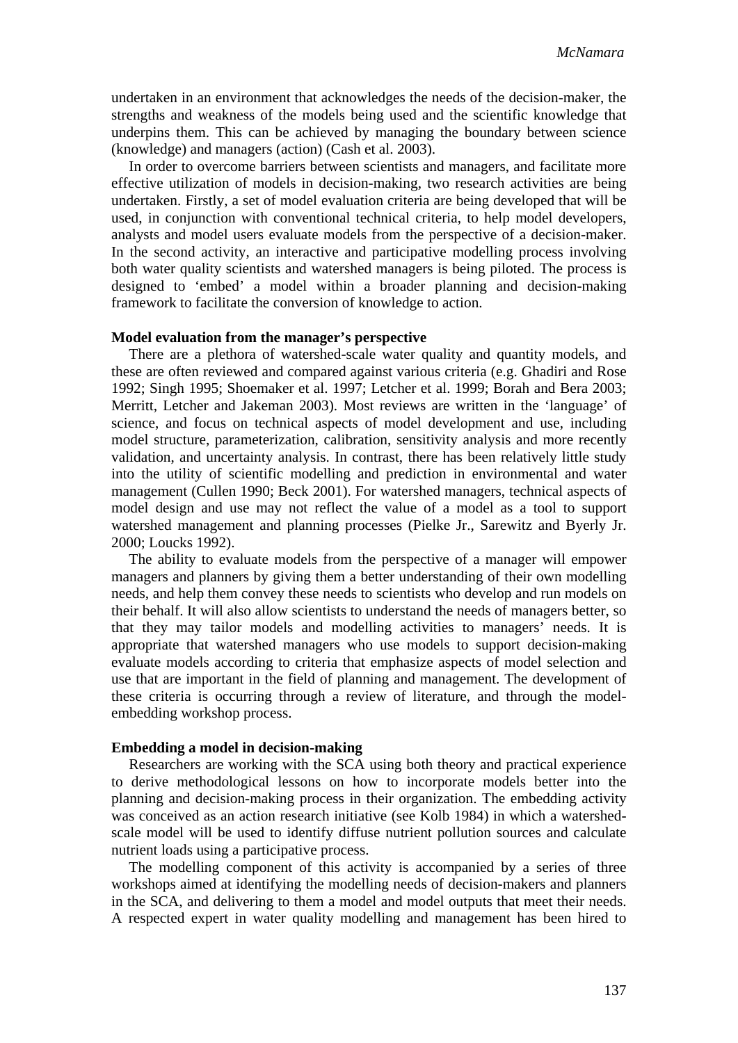undertaken in an environment that acknowledges the needs of the decision-maker, the strengths and weakness of the models being used and the scientific knowledge that underpins them. This can be achieved by managing the boundary between science (knowledge) and managers (action) (Cash et al. 2003).

In order to overcome barriers between scientists and managers, and facilitate more effective utilization of models in decision-making, two research activities are being undertaken. Firstly, a set of model evaluation criteria are being developed that will be used, in conjunction with conventional technical criteria, to help model developers, analysts and model users evaluate models from the perspective of a decision-maker. In the second activity, an interactive and participative modelling process involving both water quality scientists and watershed managers is being piloted. The process is designed to 'embed' a model within a broader planning and decision-making framework to facilitate the conversion of knowledge to action.

**Model evaluation from the manager's perspective**

There are a plethora of watershed-scale water quality and quantity models, and these are often reviewed and compared against various criteria (e.g. Ghadiri and Rose 1992; Singh 1995; Shoemaker et al. 1997; Letcher et al. 1999; Borah and Bera 2003; Merritt, Letcher and Jakeman 2003). Most reviews are written in the 'language' of science, and focus on technical aspects of model development and use, including model structure, parameterization, calibration, sensitivity analysis and more recently validation, and uncertainty analysis. In contrast, there has been relatively little study into the utility of scientific modelling and prediction in environmental and water management (Cullen 1990; Beck 2001). For watershed managers, technical aspects of model design and use may not reflect the value of a model as a tool to support watershed management and planning processes (Pielke Jr., Sarewitz and Byerly Jr. 2000; Loucks 1992).

The ability to evaluate models from the perspective of a manager will empower managers and planners by giving them a better understanding of their own modelling needs, and help them convey these needs to scientists who develop and run models on their behalf. It will also allow scientists to understand the needs of managers better, so that they may tailor models and modelling activities to managers' needs. It is appropriate that watershed managers who use models to support decision-making evaluate models according to criteria that emphasize aspects of model selection and use that are important in the field of planning and management. The development of these criteria is occurring through a review of literature, and through the model-embedding workshop process.

**Embedding a model in decision-making**

Researchers are working with the SCA using both theory and practical experience to derive methodological lessons on how to incorporate models better into the planning and decision-making process in their organization. The embedding activity was conceived as an action research initiative (see Kolb 1984) in which a watershed-scale model will be used to identify diffuse nutrient pollution sources and calculate nutrient loads using a participative process.

The modelling component of this activity is accompanied by a series of three workshops aimed at identifying the modelling needs of decision-makers and planners in the SCA, and delivering to them a model and model outputs that meet their needs. A respected expert in water quality modelling and management has been hired to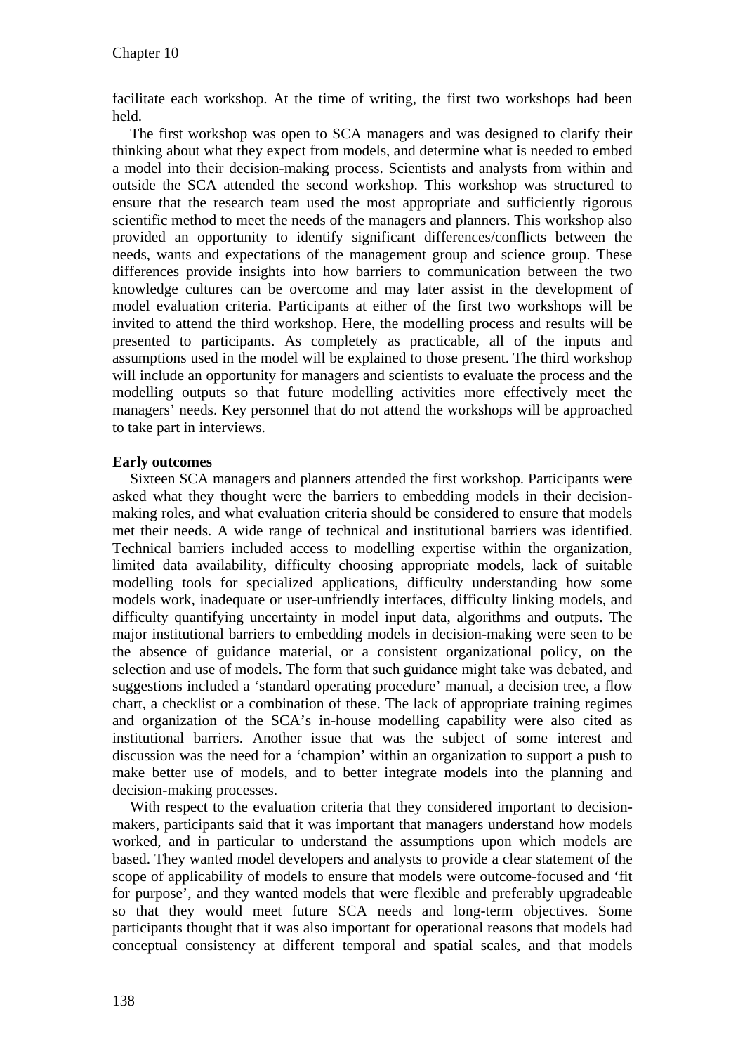facilitate each workshop. At the time of writing, the first two workshops had been held.

The first workshop was open to SCA managers and was designed to clarify their thinking about what they expect from models, and determine what is needed to embed a model into their decision-making process. Scientists and analysts from within and outside the SCA attended the second workshop. This workshop was structured to ensure that the research team used the most appropriate and sufficiently rigorous scientific method to meet the needs of the managers and planners. This workshop also provided an opportunity to identify significant differences/conflicts between the needs, wants and expectations of the management group and science group. These differences provide insights into how barriers to communication between the two knowledge cultures can be overcome and may later assist in the development of model evaluation criteria. Participants at either of the first two workshops will be invited to attend the third workshop. Here, the modelling process and results will be presented to participants. As completely as practicable, all of the inputs and assumptions used in the model will be explained to those present. The third workshop will include an opportunity for managers and scientists to evaluate the process and the modelling outputs so that future modelling activities more effectively meet the managers' needs. Key personnel that do not attend the workshops will be approached to take part in interviews.

**Early outcomes**

Sixteen SCA managers and planners attended the first workshop. Participants were asked what they thought were the barriers to embedding models in their decision-making roles, and what evaluation criteria should be considered to ensure that models met their needs. A wide range of technical and institutional barriers was identified. Technical barriers included access to modelling expertise within the organization, limited data availability, difficulty choosing appropriate models, lack of suitable modelling tools for specialized applications, difficulty understanding how some models work, inadequate or user-unfriendly interfaces, difficulty linking models, and difficulty quantifying uncertainty in model input data, algorithms and outputs. The major institutional barriers to embedding models in decision-making were seen to be the absence of guidance material, or a consistent organizational policy, on the selection and use of models. The form that such guidance might take was debated, and suggestions included a 'standard operating procedure' manual, a decision tree, a flow chart, a checklist or a combination of these. The lack of appropriate training regimes and organization of the SCA's in-house modelling capability were also cited as institutional barriers. Another issue that was the subject of some interest and discussion was the need for a 'champion' within an organization to support a push to make better use of models, and to better integrate models into the planning and decision-making processes.

With respect to the evaluation criteria that they considered important to decision-makers, participants said that it was important that managers understand how models worked, and in particular to understand the assumptions upon which models are based. They wanted model developers and analysts to provide a clear statement of the scope of applicability of models to ensure that models were outcome-focused and 'fit for purpose', and they wanted models that were flexible and preferably upgradeable so that they would meet future SCA needs and long-term objectives. Some participants thought that it was also important for operational reasons that models had conceptual consistency at different temporal and spatial scales, and that models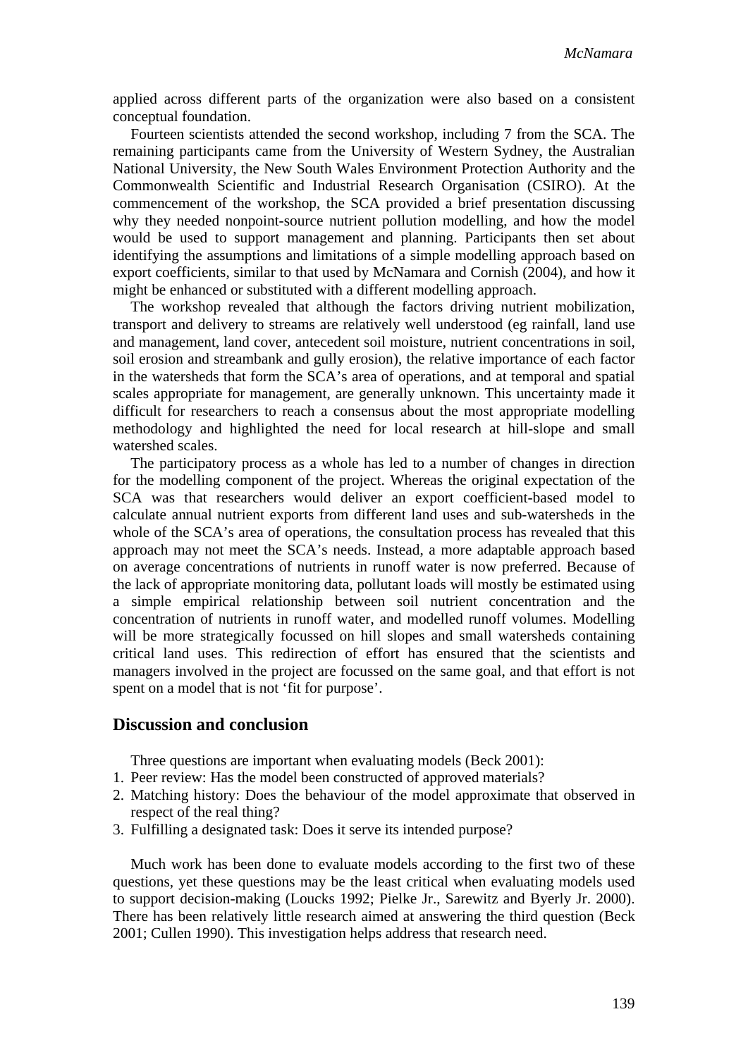applied across different parts of the organization were also based on a consistent conceptual foundation.

Fourteen scientists attended the second workshop, including 7 from the SCA. The remaining participants came from the University of Western Sydney, the Australian National University, the New South Wales Environment Protection Authority and the Commonwealth Scientific and Industrial Research Organisation (CSIRO). At the commencement of the workshop, the SCA provided a brief presentation discussing why they needed nonpoint-source nutrient pollution modelling, and how the model would be used to support management and planning. Participants then set about identifying the assumptions and limitations of a simple modelling approach based on export coefficients, similar to that used by McNamara and Cornish (2004), and how it might be enhanced or substituted with a different modelling approach.

The workshop revealed that although the factors driving nutrient mobilization, transport and delivery to streams are relatively well understood (eg rainfall, land use and management, land cover, antecedent soil moisture, nutrient concentrations in soil, soil erosion and streambank and gully erosion), the relative importance of each factor in the watersheds that form the SCA's area of operations, and at temporal and spatial scales appropriate for management, are generally unknown. This uncertainty made it difficult for researchers to reach a consensus about the most appropriate modelling methodology and highlighted the need for local research at hill-slope and small watershed scales.

The participatory process as a whole has led to a number of changes in direction for the modelling component of the project. Whereas the original expectation of the SCA was that researchers would deliver an export coefficient-based model to calculate annual nutrient exports from different land uses and sub-watersheds in the whole of the SCA's area of operations, the consultation process has revealed that this approach may not meet the SCA's needs. Instead, a more adaptable approach based on average concentrations of nutrients in runoff water is now preferred. Because of the lack of appropriate monitoring data, pollutant loads will mostly be estimated using a simple empirical relationship between soil nutrient concentration and the concentration of nutrients in runoff water, and modelled runoff volumes. Modelling will be more strategically focussed on hill slopes and small watersheds containing critical land uses. This redirection of effort has ensured that the scientists and managers involved in the project are focussed on the same goal, and that effort is not spent on a model that is not 'fit for purpose'.

## Discussion and conclusion

Three questions are important when evaluating models (Beck 2001):

1. Peer review: Has the model been constructed of approved materials?
2. Matching history: Does the behaviour of the model approximate that observed in respect of the real thing?
3. Fulfilling a designated task: Does it serve its intended purpose?

Much work has been done to evaluate models according to the first two of these questions, yet these questions may be the least critical when evaluating models used to support decision-making (Loucks 1992; Pielke Jr., Sarewitz and Byerly Jr. 2000). There has been relatively little research aimed at answering the third question (Beck 2001; Cullen 1990). This investigation helps address that research need.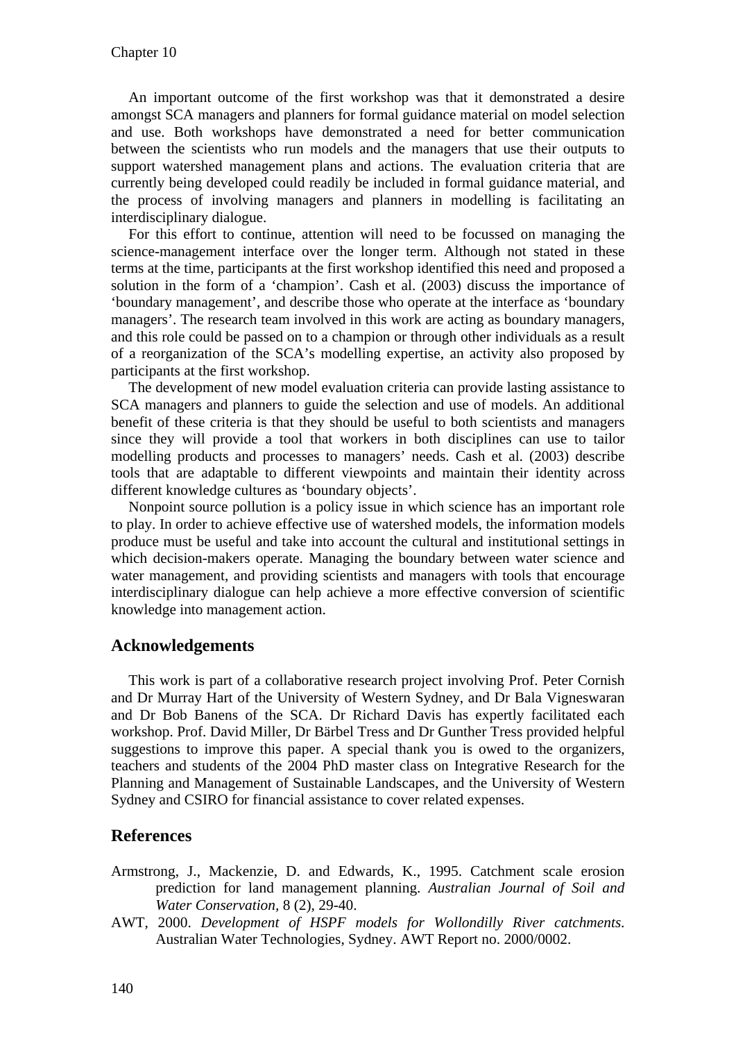An important outcome of the first workshop was that it demonstrated a desire amongst SCA managers and planners for formal guidance material on model selection and use. Both workshops have demonstrated a need for better communication between the scientists who run models and the managers that use their outputs to support watershed management plans and actions. The evaluation criteria that are currently being developed could readily be included in formal guidance material, and the process of involving managers and planners in modelling is facilitating an interdisciplinary dialogue.

For this effort to continue, attention will need to be focussed on managing the science-management interface over the longer term. Although not stated in these terms at the time, participants at the first workshop identified this need and proposed a solution in the form of a 'champion'. Cash et al. (2003) discuss the importance of 'boundary management', and describe those who operate at the interface as 'boundary managers'. The research team involved in this work are acting as boundary managers, and this role could be passed on to a champion or through other individuals as a result of a reorganization of the SCA's modelling expertise, an activity also proposed by participants at the first workshop.

The development of new model evaluation criteria can provide lasting assistance to SCA managers and planners to guide the selection and use of models. An additional benefit of these criteria is that they should be useful to both scientists and managers since they will provide a tool that workers in both disciplines can use to tailor modelling products and processes to managers' needs. Cash et al. (2003) describe tools that are adaptable to different viewpoints and maintain their identity across different knowledge cultures as 'boundary objects'.

Nonpoint source pollution is a policy issue in which science has an important role to play. In order to achieve effective use of watershed models, the information models produce must be useful and take into account the cultural and institutional settings in which decision-makers operate. Managing the boundary between water science and water management, and providing scientists and managers with tools that encourage interdisciplinary dialogue can help achieve a more effective conversion of scientific knowledge into management action.

## Acknowledgements

This work is part of a collaborative research project involving Prof. Peter Cornish and Dr Murray Hart of the University of Western Sydney, and Dr Bala Vigneswaran and Dr Bob Banens of the SCA. Dr Richard Davis has expertly facilitated each workshop. Prof. David Miller, Dr Bärbel Tress and Dr Gunther Tress provided helpful suggestions to improve this paper. A special thank you is owed to the organizers, teachers and students of the 2004 PhD master class on Integrative Research for the Planning and Management of Sustainable Landscapes, and the University of Western Sydney and CSIRO for financial assistance to cover related expenses.

## References

Armstrong, J., Mackenzie, D. and Edwards, K., 1995. Catchment scale erosion prediction for land management planning. *Australian Journal of Soil and Water Conservation*, 8 (2), 29-40.

AWT, 2000. *Development of HSPF models for Wollondilly River catchments*. Australian Water Technologies, Sydney. AWT Report no. 2000/0002.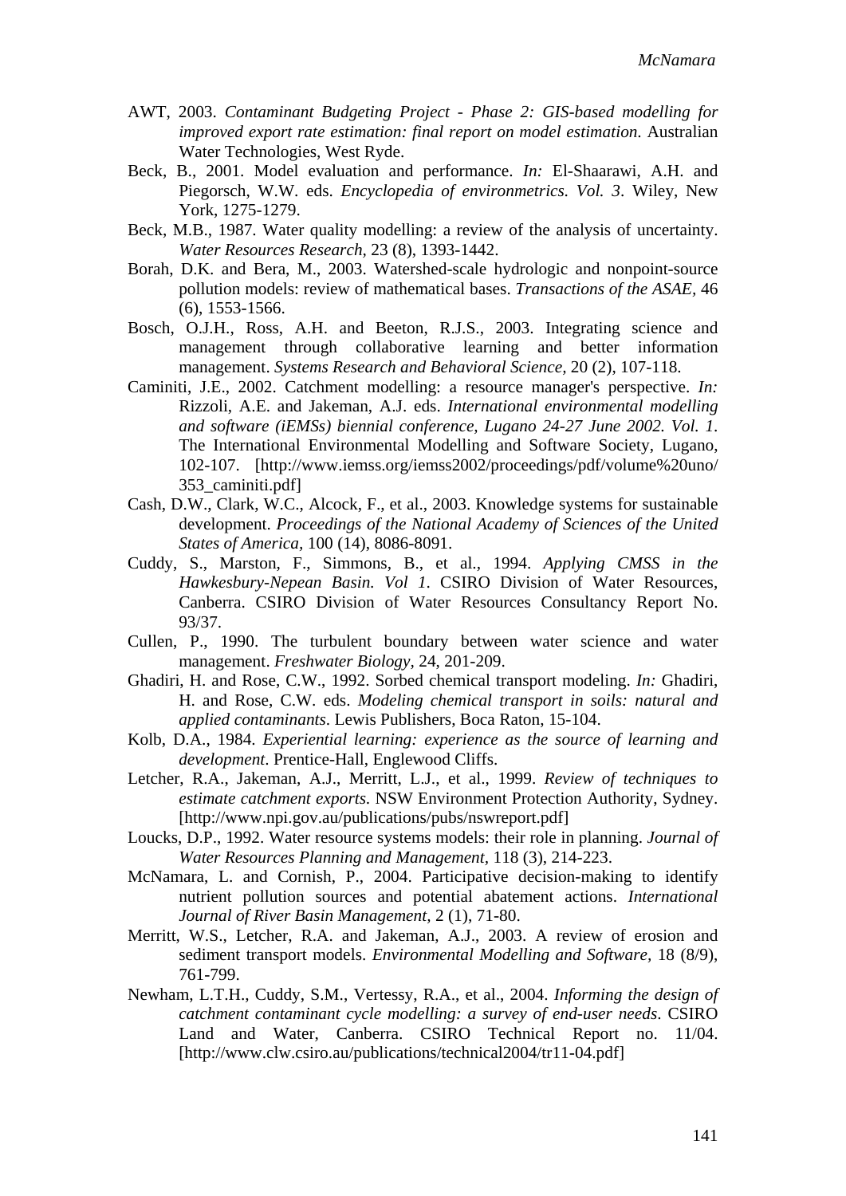AWT, 2003. *Contaminant Budgeting Project - Phase 2: GIS-based modelling for improved export rate estimation: final report on model estimation*. Australian Water Technologies, West Ryde.

Beck, B., 2001. Model evaluation and performance. *In:* El-Shaarawi, A.H. and Piegorsch, W.W. eds. *Encyclopedia of environmetrics. Vol. 3*. Wiley, New York, 1275-1279.

Beck, M.B., 1987. Water quality modelling: a review of the analysis of uncertainty. *Water Resources Research*, 23 (8), 1393-1442.

Borah, D.K. and Bera, M., 2003. Watershed-scale hydrologic and nonpoint-source pollution models: review of mathematical bases. *Transactions of the ASAE*, 46 (6), 1553-1566.

Bosch, O.J.H., Ross, A.H. and Beeton, R.J.S., 2003. Integrating science and management through collaborative learning and better information management. *Systems Research and Behavioral Science*, 20 (2), 107-118.

Caminiti, J.E., 2002. Catchment modelling: a resource manager's perspective. *In:* Rizzoli, A.E. and Jakeman, A.J. eds. *International environmental modelling and software (iEMSs) biennial conference, Lugano 24-27 June 2002. Vol. 1*. The International Environmental Modelling and Software Society, Lugano, 102-107. [http://www.iemss.org/iemss2002/proceedings/pdf/volume%20uno/353_caminiti.pdf]

Cash, D.W., Clark, W.C., Alcock, F., et al., 2003. Knowledge systems for sustainable development. *Proceedings of the National Academy of Sciences of the United States of America*, 100 (14), 8086-8091.

Cuddy, S., Marston, F., Simmons, B., et al., 1994. *Applying CMSS in the Hawkesbury-Nepean Basin. Vol 1*. CSIRO Division of Water Resources, Canberra. CSIRO Division of Water Resources Consultancy Report No. 93/37.

Cullen, P., 1990. The turbulent boundary between water science and water management. *Freshwater Biology*, 24, 201-209.

Ghadiri, H. and Rose, C.W., 1992. Sorbed chemical transport modeling. *In:* Ghadiri, H. and Rose, C.W. eds. *Modeling chemical transport in soils: natural and applied contaminants*. Lewis Publishers, Boca Raton, 15-104.

Kolb, D.A., 1984. *Experiential learning: experience as the source of learning and development*. Prentice-Hall, Englewood Cliffs.

Letcher, R.A., Jakeman, A.J., Merritt, L.J., et al., 1999. *Review of techniques to estimate catchment exports*. NSW Environment Protection Authority, Sydney. [http://www.npi.gov.au/publications/pubs/nswreport.pdf]

Loucks, D.P., 1992. Water resource systems models: their role in planning. *Journal of Water Resources Planning and Management*, 118 (3), 214-223.

McNamara, L. and Cornish, P., 2004. Participative decision-making to identify nutrient pollution sources and potential abatement actions. *International Journal of River Basin Management*, 2 (1), 71-80.

Merritt, W.S., Letcher, R.A. and Jakeman, A.J., 2003. A review of erosion and sediment transport models. *Environmental Modelling and Software*, 18 (8/9), 761-799.

Newham, L.T.H., Cuddy, S.M., Vertessy, R.A., et al., 2004. *Informing the design of catchment contaminant cycle modelling: a survey of end-user needs*. CSIRO Land and Water, Canberra. CSIRO Technical Report no. 11/04. [http://www.clw.csiro.au/publications/technical2004/tr11-04.pdf]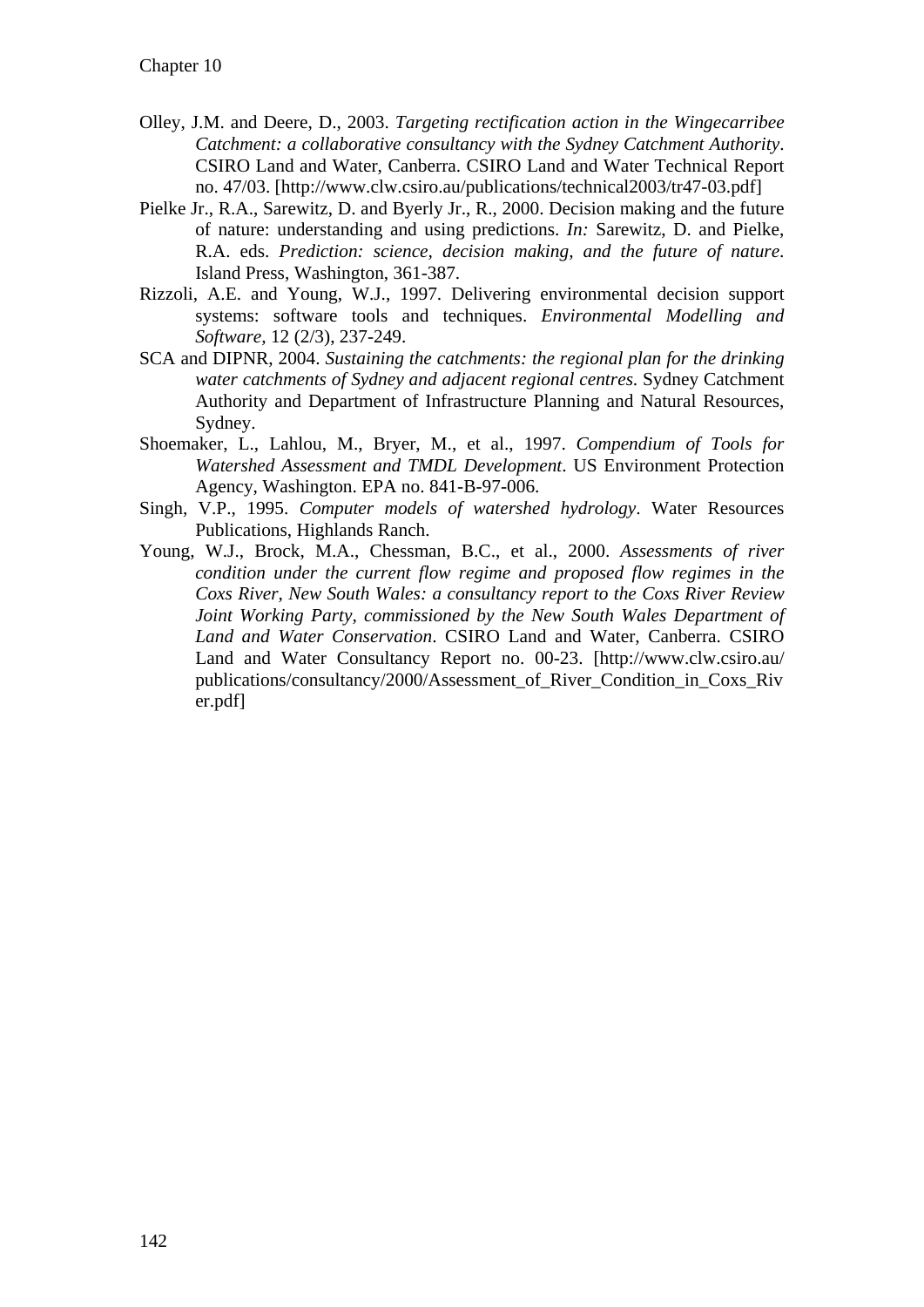Olley, J.M. and Deere, D., 2003. *Targeting rectification action in the Wingecarribee Catchment: a collaborative consultancy with the Sydney Catchment Authority*. CSIRO Land and Water, Canberra. CSIRO Land and Water Technical Report no. 47/03. [http://www.clw.csiro.au/publications/technical2003/tr47-03.pdf]

Pielke Jr., R.A., Sarewitz, D. and Byerly Jr., R., 2000. Decision making and the future of nature: understanding and using predictions. *In:* Sarewitz, D. and Pielke, R.A. eds. *Prediction: science, decision making, and the future of nature*. Island Press, Washington, 361-387.

Rizzoli, A.E. and Young, W.J., 1997. Delivering environmental decision support systems: software tools and techniques. *Environmental Modelling and Software*, 12 (2/3), 237-249.

SCA and DIPNR, 2004. *Sustaining the catchments: the regional plan for the drinking water catchments of Sydney and adjacent regional centres*. Sydney Catchment Authority and Department of Infrastructure Planning and Natural Resources, Sydney.

Shoemaker, L., Lahlou, M., Bryer, M., et al., 1997. *Compendium of Tools for Watershed Assessment and TMDL Development*. US Environment Protection Agency, Washington. EPA no. 841-B-97-006.

Singh, V.P., 1995. *Computer models of watershed hydrology*. Water Resources Publications, Highlands Ranch.

Young, W.J., Brock, M.A., Chessman, B.C., et al., 2000. *Assessments of river condition under the current flow regime and proposed flow regimes in the Coxs River, New South Wales: a consultancy report to the Coxs River Review Joint Working Party, commissioned by the New South Wales Department of Land and Water Conservation*. CSIRO Land and Water, Canberra. CSIRO Land and Water Consultancy Report no. 00-23. [http://www.clw.csiro.au/publications/consultancy/2000/Assessment_of_River_Condition_in_Coxs_River.pdf]